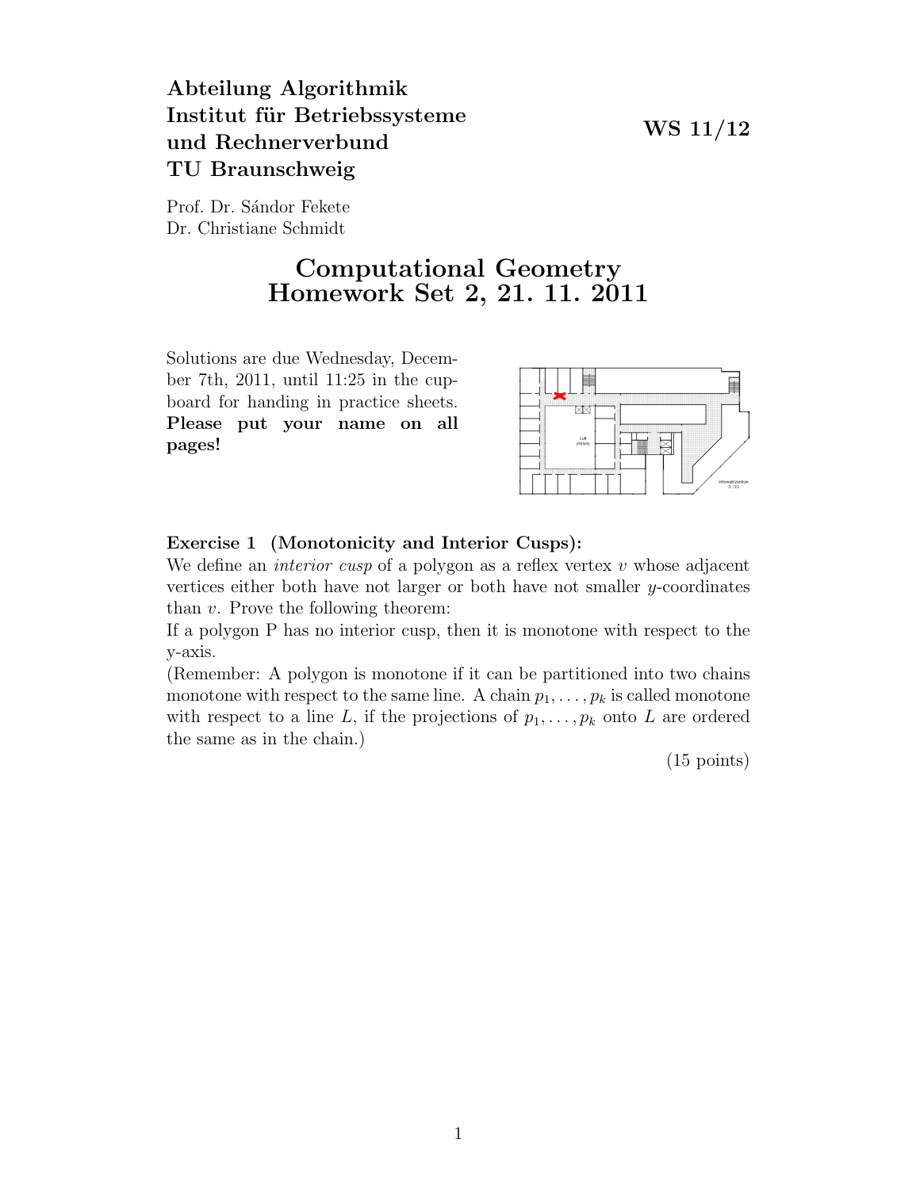**Abteilung Algorithmik**
**Institut für Betriebssysteme und Rechnerverbund**
**TU Braunschweig**

**WS 11/12**

Prof. Dr. Sándor Fekete
Dr. Christiane Schmidt

# Computational Geometry
# Homework Set 2, 21. 11. 2011

Solutions are due Wednesday, December 7th, 2011, until 11:25 in the cupboard for handing in practice sheets. **Please put your name on all pages!**

**Exercise 1 (Monotonicity and Interior Cusps):**
We define an *interior cusp* of a polygon as a reflex vertex $v$ whose adjacent vertices either both have not larger or both have not smaller $y$-coordinates than $v$. Prove the following theorem:
If a polygon P has no interior cusp, then it is monotone with respect to the y-axis.
(Remember: A polygon is monotone if it can be partitioned into two chains monotone with respect to the same line. A chain $p_1, \ldots, p_k$ is called monotone with respect to a line $L$, if the projections of $p_1, \ldots, p_k$ onto $L$ are ordered the same as in the chain.)

(15 points)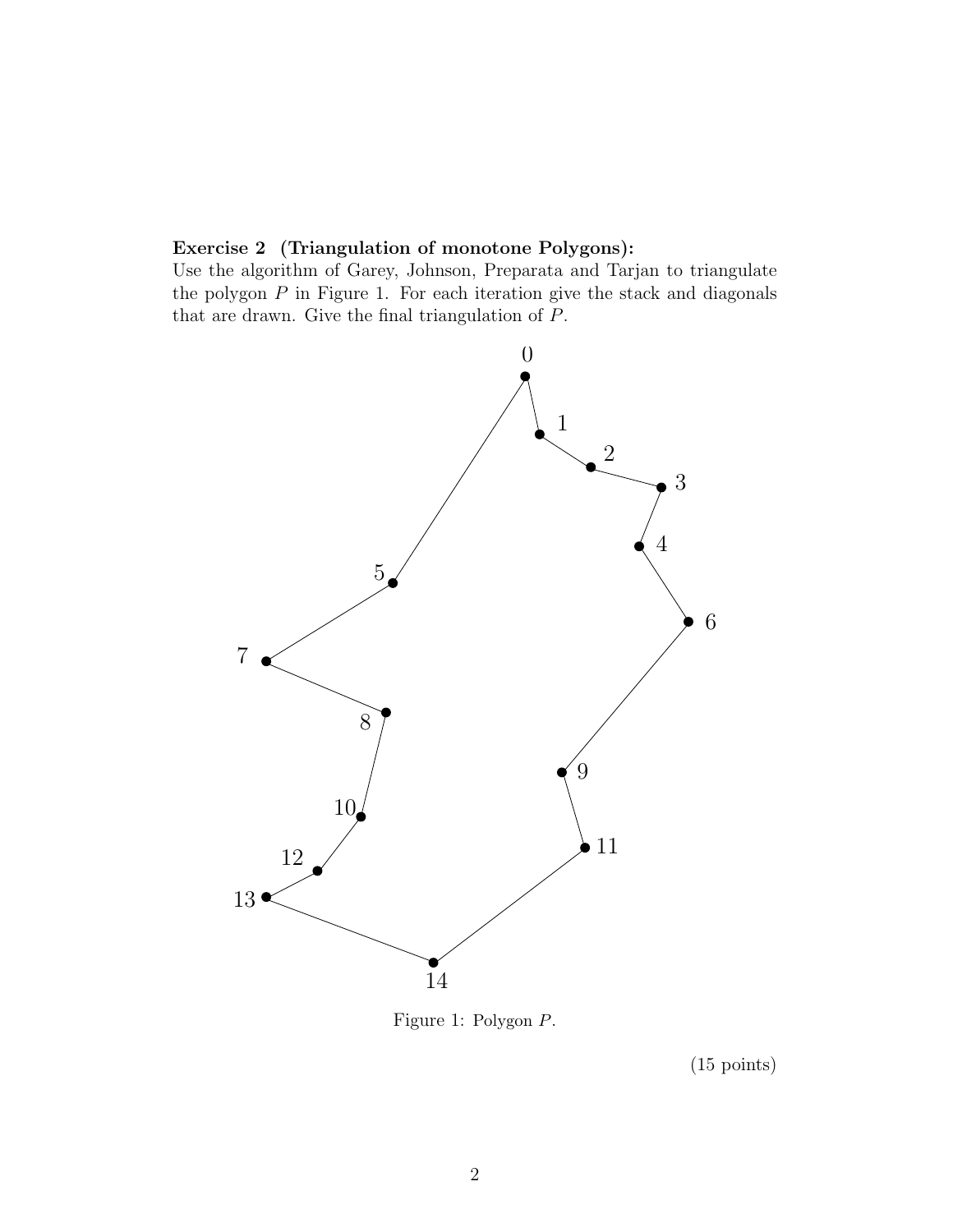**Exercise 2 (Triangulation of monotone Polygons):**
Use the algorithm of Garey, Johnson, Preparata and Tarjan to triangulate the polygon $P$ in Figure 1. For each iteration give the stack and diagonals that are drawn. Give the final triangulation of $P$.

Figure 1: Polygon $P$.

(15 points)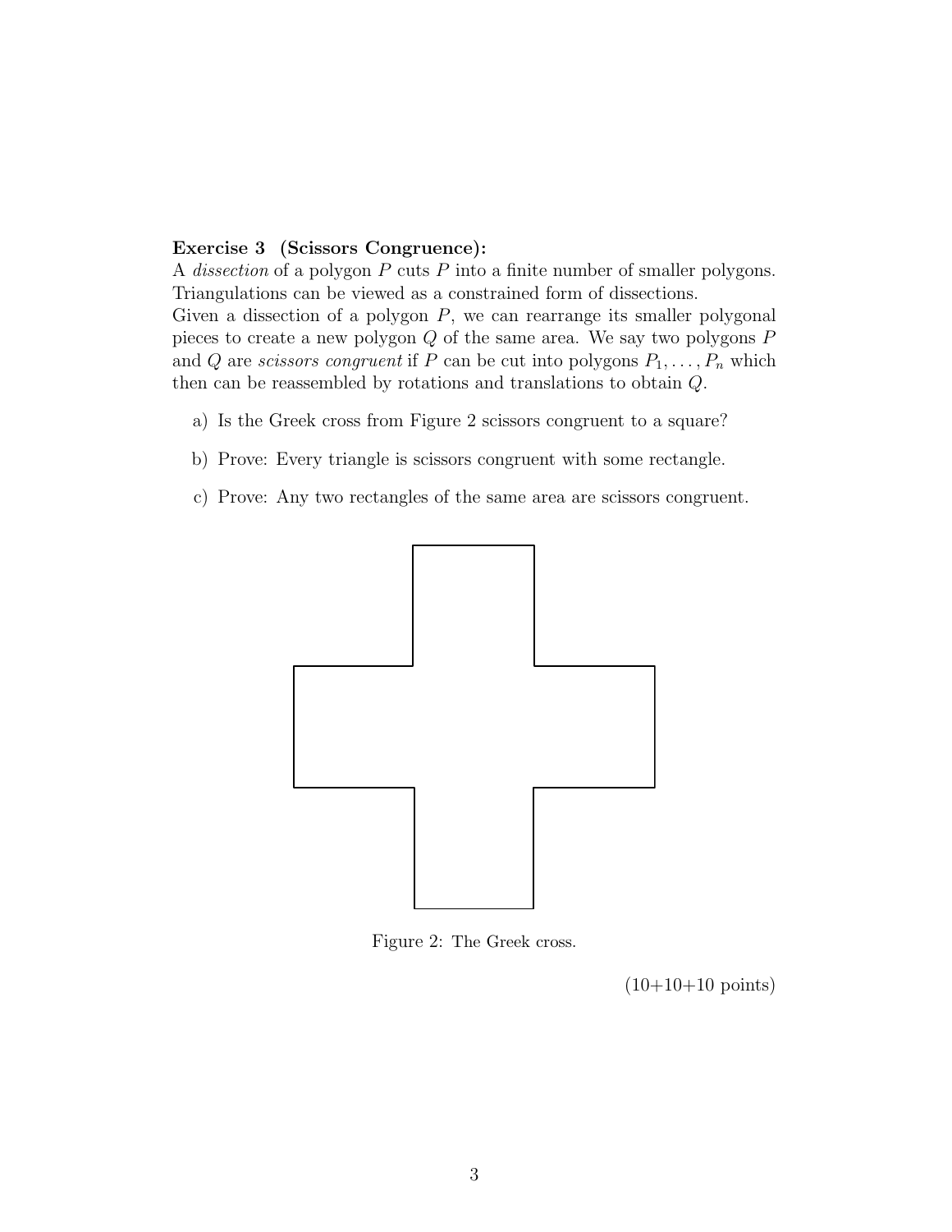**Exercise 3 (Scissors Congruence):**
A *dissection* of a polygon $P$ cuts $P$ into a finite number of smaller polygons. Triangulations can be viewed as a constrained form of dissections.
Given a dissection of a polygon $P$, we can rearrange its smaller polygonal pieces to create a new polygon $Q$ of the same area. We say two polygons $P$ and $Q$ are *scissors congruent* if $P$ can be cut into polygons $P_1, \dots, P_n$ which then can be reassembled by rotations and translations to obtain $Q$.

a) Is the Greek cross from Figure 2 scissors congruent to a square?

b) Prove: Every triangle is scissors congruent with some rectangle.

c) Prove: Any two rectangles of the same area are scissors congruent.

Figure 2: The Greek cross.

(10+10+10 points)